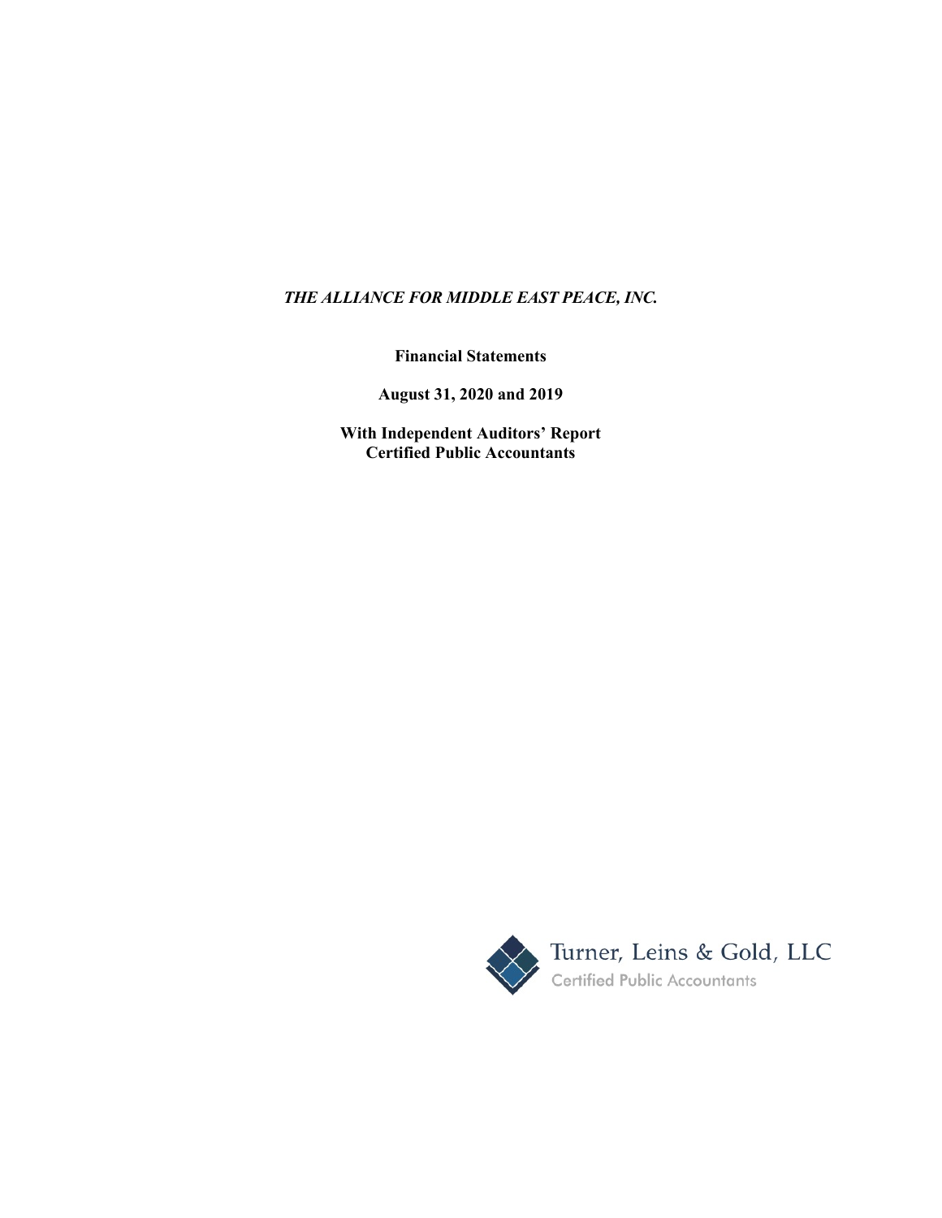***THE ALLIANCE FOR MIDDLE EAST PEACE, INC.***

**Financial Statements**

**August 31, 2020 and 2019**

**With Independent Auditors' Report**
**Certified Public Accountants**

Turner, Leins & Gold, LLC
Certified Public Accountants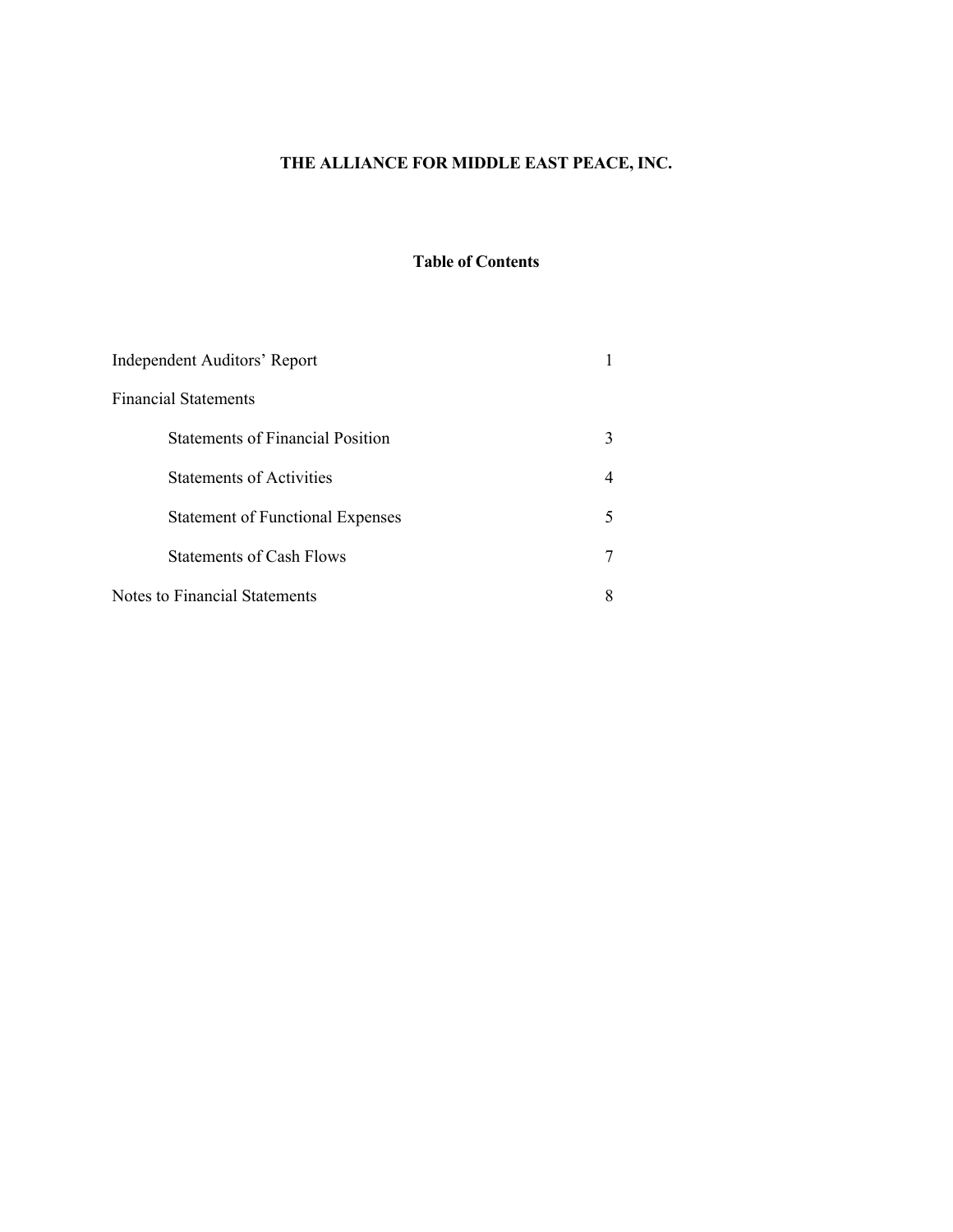# THE ALLIANCE FOR MIDDLE EAST PEACE, INC.

## Table of Contents

| | |
|---|---|
| Independent Auditors' Report | 1 |
| Financial Statements | |
| Statements of Financial Position | 3 |
| Statements of Activities | 4 |
| Statement of Functional Expenses | 5 |
| Statements of Cash Flows | 7 |
| Notes to Financial Statements | 8 |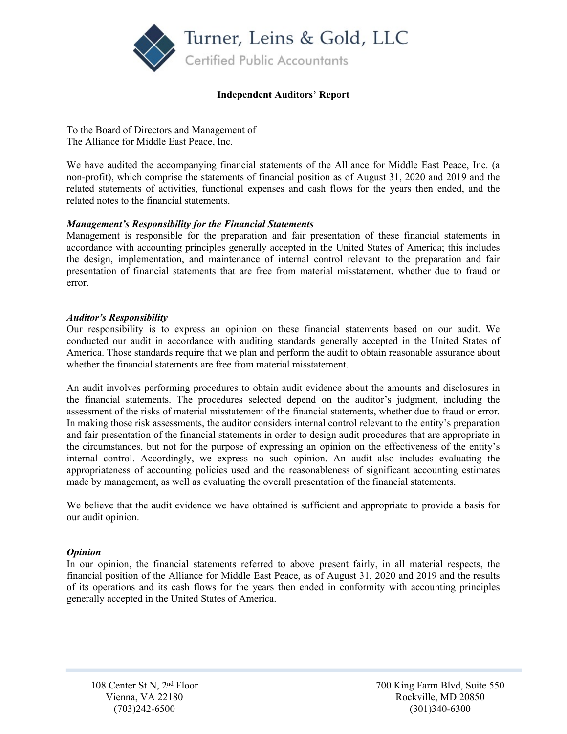Turner, Leins & Gold, LLC

Certified Public Accountants

**Independent Auditors' Report**

To the Board of Directors and Management of
The Alliance for Middle East Peace, Inc.

We have audited the accompanying financial statements of the Alliance for Middle East Peace, Inc. (a non-profit), which comprise the statements of financial position as of August 31, 2020 and 2019 and the related statements of activities, functional expenses and cash flows for the years then ended, and the related notes to the financial statements.

***Management's Responsibility for the Financial Statements***
Management is responsible for the preparation and fair presentation of these financial statements in accordance with accounting principles generally accepted in the United States of America; this includes the design, implementation, and maintenance of internal control relevant to the preparation and fair presentation of financial statements that are free from material misstatement, whether due to fraud or error.

***Auditor's Responsibility***
Our responsibility is to express an opinion on these financial statements based on our audit. We conducted our audit in accordance with auditing standards generally accepted in the United States of America. Those standards require that we plan and perform the audit to obtain reasonable assurance about whether the financial statements are free from material misstatement.

An audit involves performing procedures to obtain audit evidence about the amounts and disclosures in the financial statements. The procedures selected depend on the auditor's judgment, including the assessment of the risks of material misstatement of the financial statements, whether due to fraud or error. In making those risk assessments, the auditor considers internal control relevant to the entity's preparation and fair presentation of the financial statements in order to design audit procedures that are appropriate in the circumstances, but not for the purpose of expressing an opinion on the effectiveness of the entity's internal control. Accordingly, we express no such opinion. An audit also includes evaluating the appropriateness of accounting policies used and the reasonableness of significant accounting estimates made by management, as well as evaluating the overall presentation of the financial statements.

We believe that the audit evidence we have obtained is sufficient and appropriate to provide a basis for our audit opinion.

***Opinion***
In our opinion, the financial statements referred to above present fairly, in all material respects, the financial position of the Alliance for Middle East Peace, as of August 31, 2020 and 2019 and the results of its operations and its cash flows for the years then ended in conformity with accounting principles generally accepted in the United States of America.

108 Center St N, 2nd Floor
Vienna, VA 22180
(703)242-6500

700 King Farm Blvd, Suite 550
Rockville, MD 20850
(301)340-6300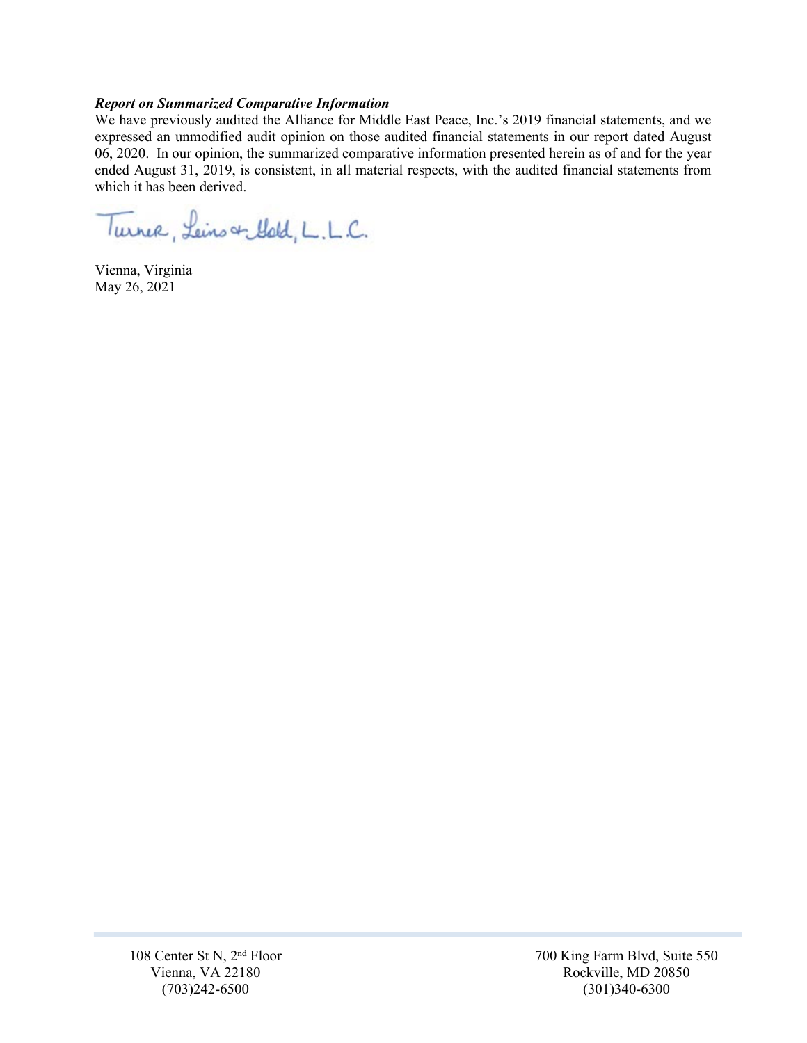***Report on Summarized Comparative Information***

We have previously audited the Alliance for Middle East Peace, Inc.'s 2019 financial statements, and we expressed an unmodified audit opinion on those audited financial statements in our report dated August 06, 2020. In our opinion, the summarized comparative information presented herein as of and for the year ended August 31, 2019, is consistent, in all material respects, with the audited financial statements from which it has been derived.

Turner, Leins & Gold, L.L.C.

Vienna, Virginia
May 26, 2021

108 Center St N, 2nd Floor
Vienna, VA 22180
(703)242-6500

700 King Farm Blvd, Suite 550
Rockville, MD 20850
(301)340-6300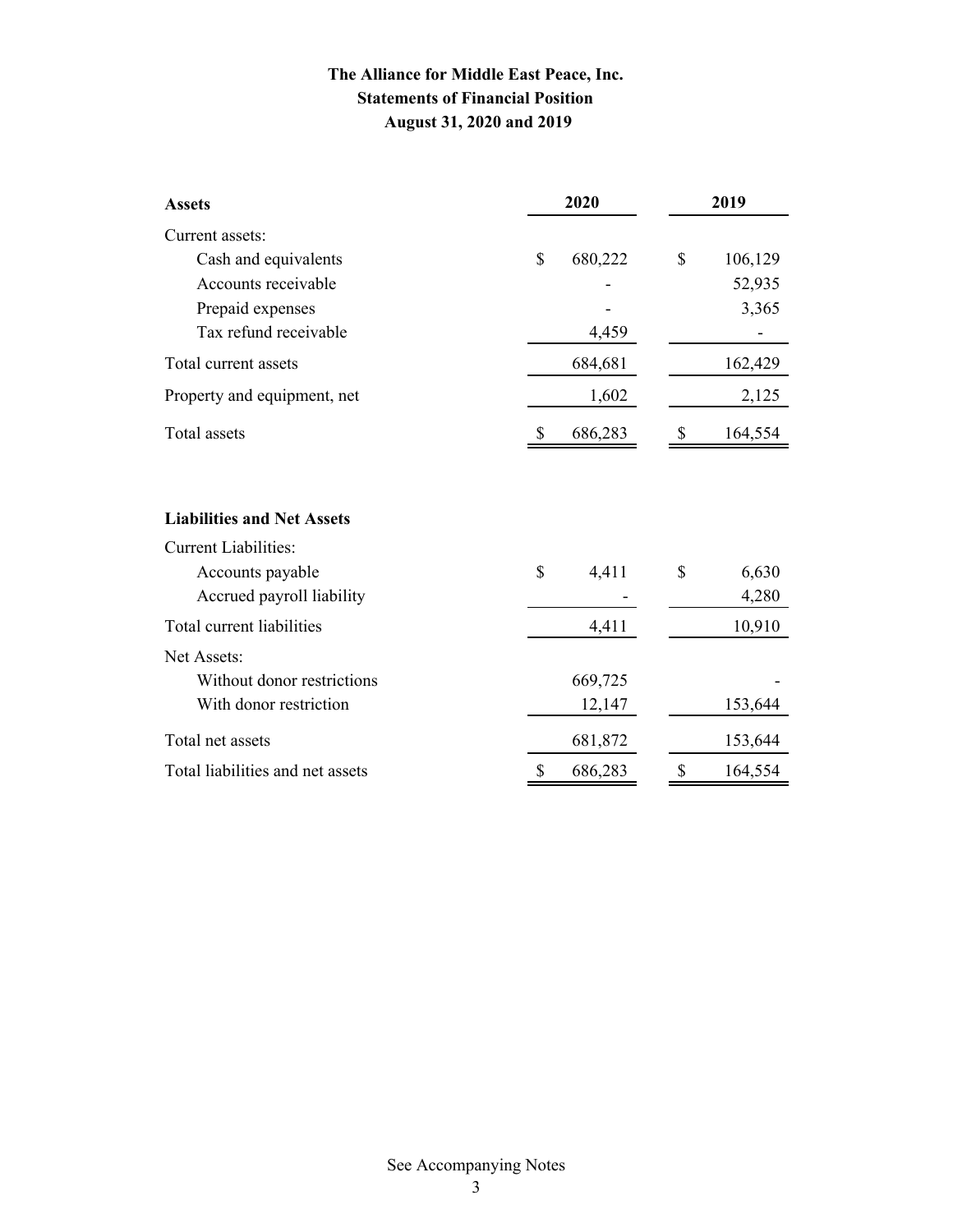# The Alliance for Middle East Peace, Inc.
## Statements of Financial Position
### August 31, 2020 and 2019

| **Assets** | **2020** | **2019** |
|---|---|---|
| Current assets: | | |
| Cash and equivalents | $ 680,222 | $ 106,129 |
| Accounts receivable | - | 52,935 |
| Prepaid expenses | - | 3,365 |
| Tax refund receivable | 4,459 | - |
| Total current assets | 684,681 | 162,429 |
| Property and equipment, net | 1,602 | 2,125 |
| Total assets | $ 686,283 | $ 164,554 |

| **Liabilities and Net Assets** | **2020** | **2019** |
|---|---|---|
| Current Liabilities: | | |
| Accounts payable | $ 4,411 | $ 6,630 |
| Accrued payroll liability | - | 4,280 |
| Total current liabilities | 4,411 | 10,910 |
| Net Assets: | | |
| Without donor restrictions | 669,725 | - |
| With donor restriction | 12,147 | 153,644 |
| Total net assets | 681,872 | 153,644 |
| Total liabilities and net assets | $ 686,283 | $ 164,554 |

See Accompanying Notes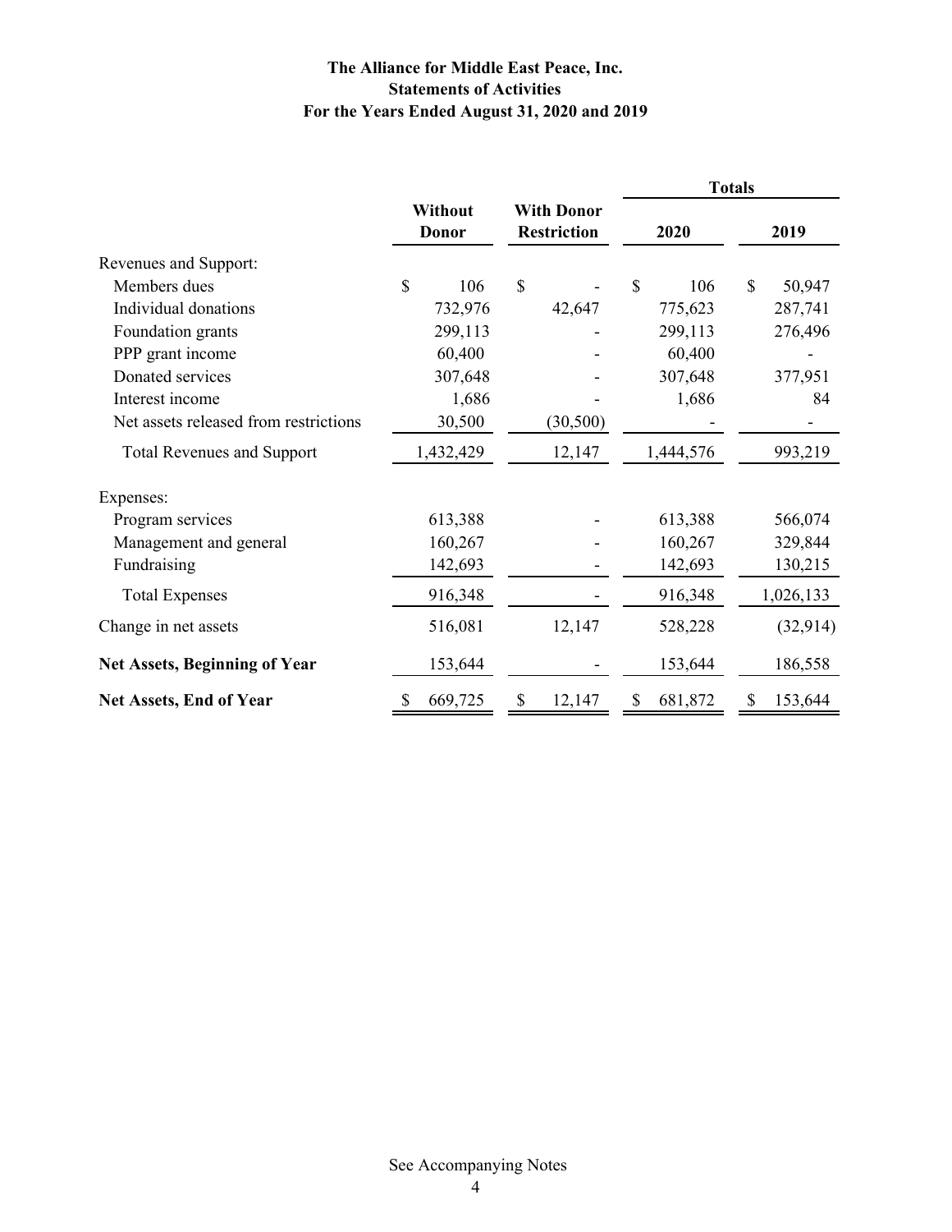# The Alliance for Middle East Peace, Inc.
## Statements of Activities
### For the Years Ended August 31, 2020 and 2019

| | Without Donor | With Donor Restriction | Totals 2020 | Totals 2019 |
|---|---|---|---|---|
| Revenues and Support: | | | | |
| Members dues | $ 106 | $ - | $ 106 | $ 50,947 |
| Individual donations | 732,976 | 42,647 | 775,623 | 287,741 |
| Foundation grants | 299,113 | - | 299,113 | 276,496 |
| PPP grant income | 60,400 | - | 60,400 | - |
| Donated services | 307,648 | - | 307,648 | 377,951 |
| Interest income | 1,686 | - | 1,686 | 84 |
| Net assets released from restrictions | 30,500 | (30,500) | - | - |
| Total Revenues and Support | 1,432,429 | 12,147 | 1,444,576 | 993,219 |
| Expenses: | | | | |
| Program services | 613,388 | - | 613,388 | 566,074 |
| Management and general | 160,267 | - | 160,267 | 329,844 |
| Fundraising | 142,693 | - | 142,693 | 130,215 |
| Total Expenses | 916,348 | - | 916,348 | 1,026,133 |
| Change in net assets | 516,081 | 12,147 | 528,228 | (32,914) |
| **Net Assets, Beginning of Year** | 153,644 | - | 153,644 | 186,558 |
| **Net Assets, End of Year** | $ 669,725 | $ 12,147 | $ 681,872 | $ 153,644 |

See Accompanying Notes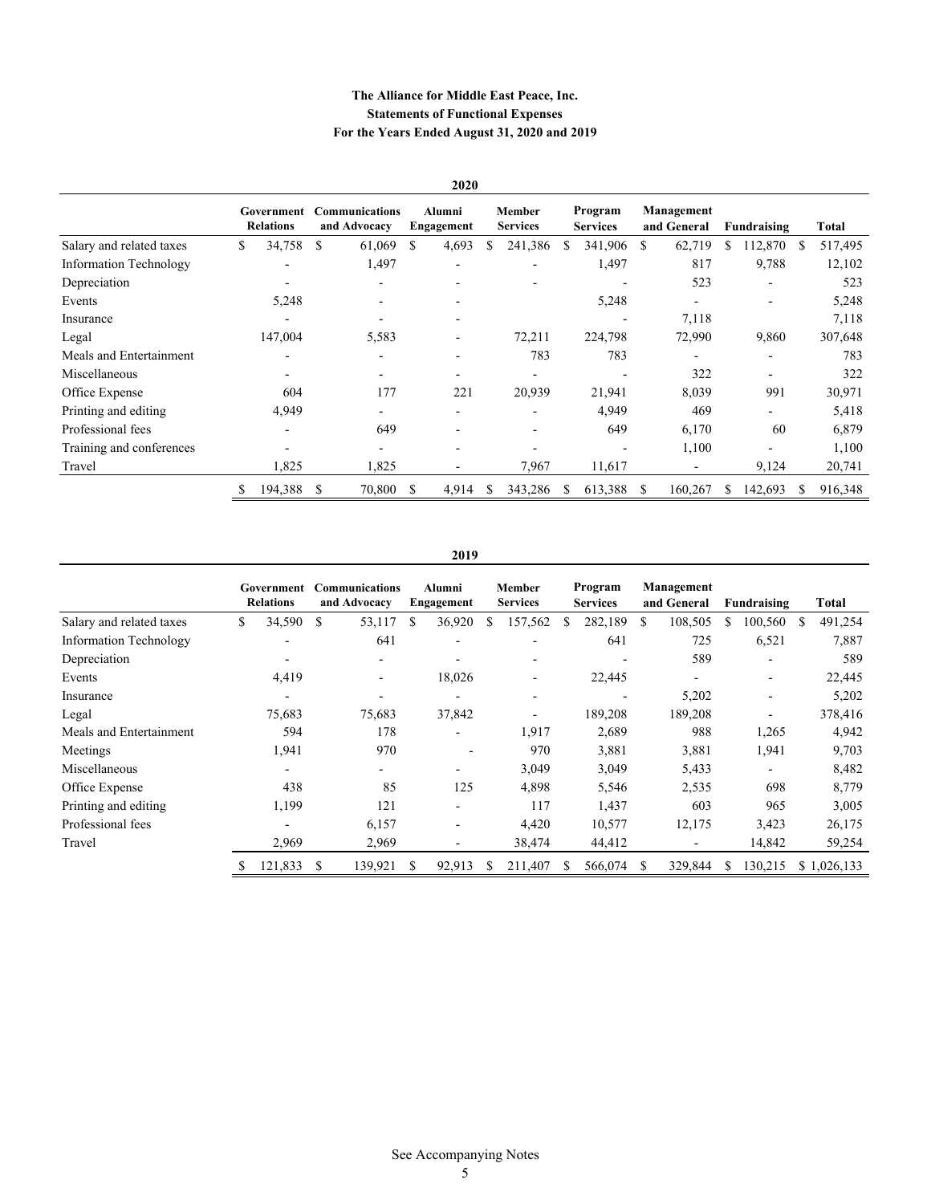**The Alliance for Middle East Peace, Inc.**
**Statements of Functional Expenses**
**For the Years Ended August 31, 2020 and 2019**

**2020**

| | Government Relations | Communications and Advocacy | Alumni Engagement | Member Services | Program Services | Management and General | Fundraising | Total |
|---|---|---|---|---|---|---|---|---|
| Salary and related taxes | $ 34,758 | $ 61,069 | $ 4,693 | $ 241,386 | $ 341,906 | $ 62,719 | $ 112,870 | $ 517,495 |
| Information Technology | - | 1,497 | - | - | 1,497 | 817 | 9,788 | 12,102 |
| Depreciation | - | - | - | - | - | 523 | - | 523 |
| Events | 5,248 | - | - | | 5,248 | - | - | 5,248 |
| Insurance | - | - | - | | - | 7,118 | | 7,118 |
| Legal | 147,004 | 5,583 | - | 72,211 | 224,798 | 72,990 | 9,860 | 307,648 |
| Meals and Entertainment | - | - | - | 783 | 783 | - | - | 783 |
| Miscellaneous | - | - | - | - | - | 322 | - | 322 |
| Office Expense | 604 | 177 | 221 | 20,939 | 21,941 | 8,039 | 991 | 30,971 |
| Printing and editing | 4,949 | - | - | - | 4,949 | 469 | - | 5,418 |
| Professional fees | - | 649 | - | - | 649 | 6,170 | 60 | 6,879 |
| Training and conferences | - | - | - | - | - | 1,100 | - | 1,100 |
| Travel | 1,825 | 1,825 | - | 7,967 | 11,617 | - | 9,124 | 20,741 |
| | $ 194,388 | $ 70,800 | $ 4,914 | $ 343,286 | $ 613,388 | $ 160,267 | $ 142,693 | $ 916,348 |

**2019**

| | Government Relations | Communications and Advocacy | Alumni Engagement | Member Services | Program Services | Management and General | Fundraising | Total |
|---|---|---|---|---|---|---|---|---|
| Salary and related taxes | $ 34,590 | $ 53,117 | $ 36,920 | $ 157,562 | $ 282,189 | $ 108,505 | $ 100,560 | $ 491,254 |
| Information Technology | - | 641 | - | - | 641 | 725 | 6,521 | 7,887 |
| Depreciation | - | - | - | - | - | 589 | - | 589 |
| Events | 4,419 | - | 18,026 | - | 22,445 | - | - | 22,445 |
| Insurance | - | - | - | - | - | 5,202 | - | 5,202 |
| Legal | 75,683 | 75,683 | 37,842 | - | 189,208 | 189,208 | - | 378,416 |
| Meals and Entertainment | 594 | 178 | - | 1,917 | 2,689 | 988 | 1,265 | 4,942 |
| Meetings | 1,941 | 970 | - | 970 | 3,881 | 3,881 | 1,941 | 9,703 |
| Miscellaneous | - | - | - | 3,049 | 3,049 | 5,433 | - | 8,482 |
| Office Expense | 438 | 85 | 125 | 4,898 | 5,546 | 2,535 | 698 | 8,779 |
| Printing and editing | 1,199 | 121 | - | 117 | 1,437 | 603 | 965 | 3,005 |
| Professional fees | - | 6,157 | - | 4,420 | 10,577 | 12,175 | 3,423 | 26,175 |
| Travel | 2,969 | 2,969 | - | 38,474 | 44,412 | - | 14,842 | 59,254 |
| | $ 121,833 | $ 139,921 | $ 92,913 | $ 211,407 | $ 566,074 | $ 329,844 | $ 130,215 | $ 1,026,133 |

See Accompanying Notes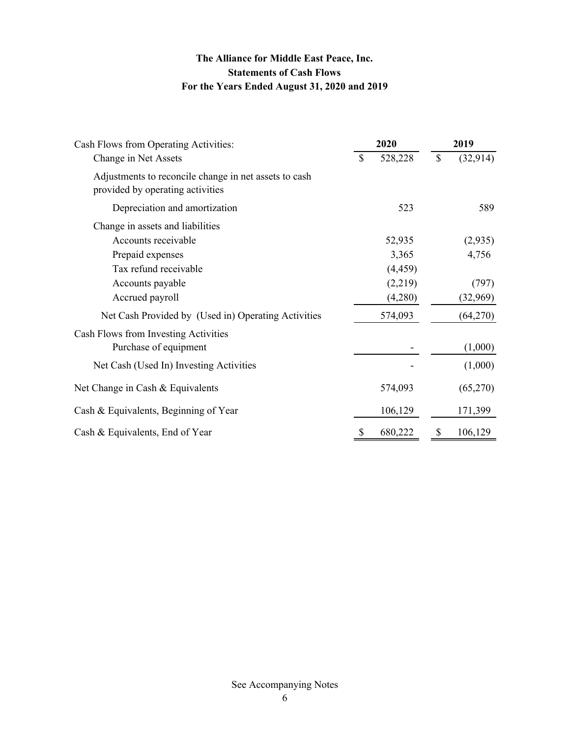**The Alliance for Middle East Peace, Inc.**
**Statements of Cash Flows**
**For the Years Ended August 31, 2020 and 2019**

| Cash Flows from Operating Activities: | 2020 | 2019 |
|---|---|---|
| Change in Net Assets | $ 528,228 | $ (32,914) |
| Adjustments to reconcile change in net assets to cash provided by operating activities | | |
| Depreciation and amortization | 523 | 589 |
| Change in assets and liabilities | | |
| Accounts receivable | 52,935 | (2,935) |
| Prepaid expenses | 3,365 | 4,756 |
| Tax refund receivable | (4,459) | |
| Accounts payable | (2,219) | (797) |
| Accrued payroll | (4,280) | (32,969) |
| Net Cash Provided by (Used in) Operating Activities | 574,093 | (64,270) |
| Cash Flows from Investing Activities | | |
| Purchase of equipment | - | (1,000) |
| Net Cash (Used In) Investing Activities | - | (1,000) |
| Net Change in Cash & Equivalents | 574,093 | (65,270) |
| Cash & Equivalents, Beginning of Year | 106,129 | 171,399 |
| Cash & Equivalents, End of Year | $ 680,222 | $ 106,129 |

See Accompanying Notes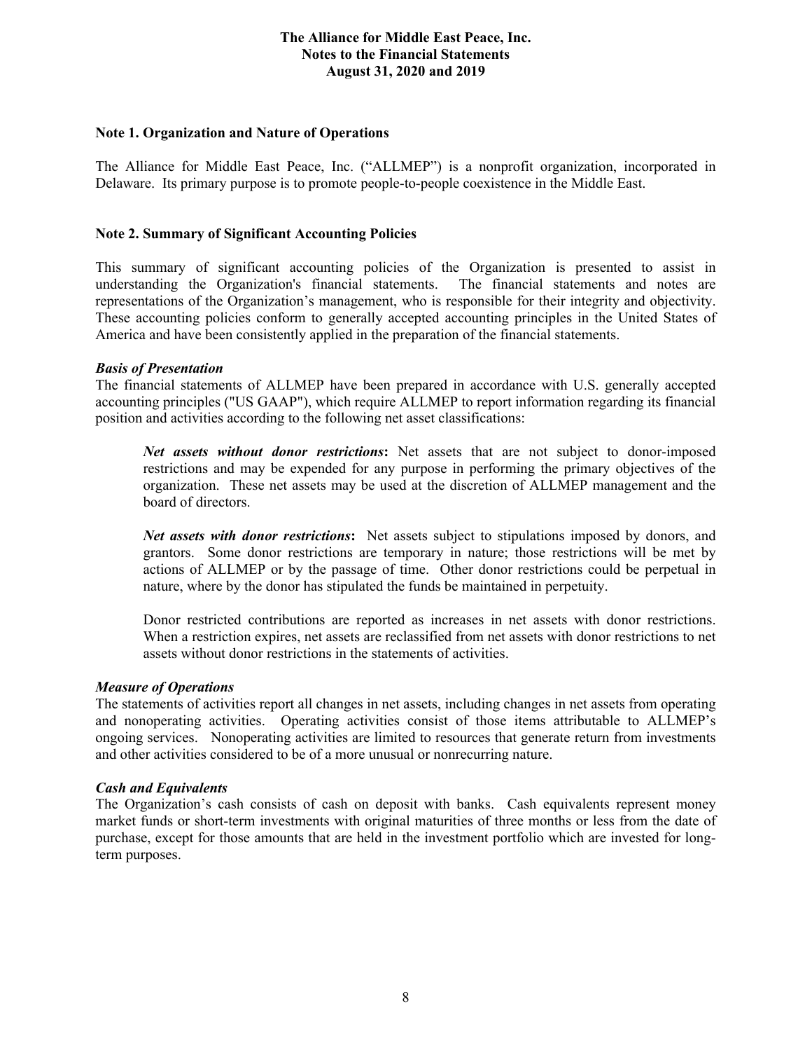**The Alliance for Middle East Peace, Inc.**
**Notes to the Financial Statements**
**August 31, 2020 and 2019**

## Note 1. Organization and Nature of Operations

The Alliance for Middle East Peace, Inc. ("ALLMEP") is a nonprofit organization, incorporated in Delaware. Its primary purpose is to promote people-to-people coexistence in the Middle East.

## Note 2. Summary of Significant Accounting Policies

This summary of significant accounting policies of the Organization is presented to assist in understanding the Organization's financial statements. The financial statements and notes are representations of the Organization's management, who is responsible for their integrity and objectivity. These accounting policies conform to generally accepted accounting principles in the United States of America and have been consistently applied in the preparation of the financial statements.

### *Basis of Presentation*

The financial statements of ALLMEP have been prepared in accordance with U.S. generally accepted accounting principles ("US GAAP"), which require ALLMEP to report information regarding its financial position and activities according to the following net asset classifications:

> ***Net assets without donor restrictions*:** Net assets that are not subject to donor-imposed restrictions and may be expended for any purpose in performing the primary objectives of the organization. These net assets may be used at the discretion of ALLMEP management and the board of directors.
>
> ***Net assets with donor restrictions*:** Net assets subject to stipulations imposed by donors, and grantors. Some donor restrictions are temporary in nature; those restrictions will be met by actions of ALLMEP or by the passage of time. Other donor restrictions could be perpetual in nature, where by the donor has stipulated the funds be maintained in perpetuity.
>
> Donor restricted contributions are reported as increases in net assets with donor restrictions. When a restriction expires, net assets are reclassified from net assets with donor restrictions to net assets without donor restrictions in the statements of activities.

### *Measure of Operations*

The statements of activities report all changes in net assets, including changes in net assets from operating and nonoperating activities. Operating activities consist of those items attributable to ALLMEP's ongoing services. Nonoperating activities are limited to resources that generate return from investments and other activities considered to be of a more unusual or nonrecurring nature.

### *Cash and Equivalents*

The Organization's cash consists of cash on deposit with banks. Cash equivalents represent money market funds or short-term investments with original maturities of three months or less from the date of purchase, except for those amounts that are held in the investment portfolio which are invested for long-term purposes.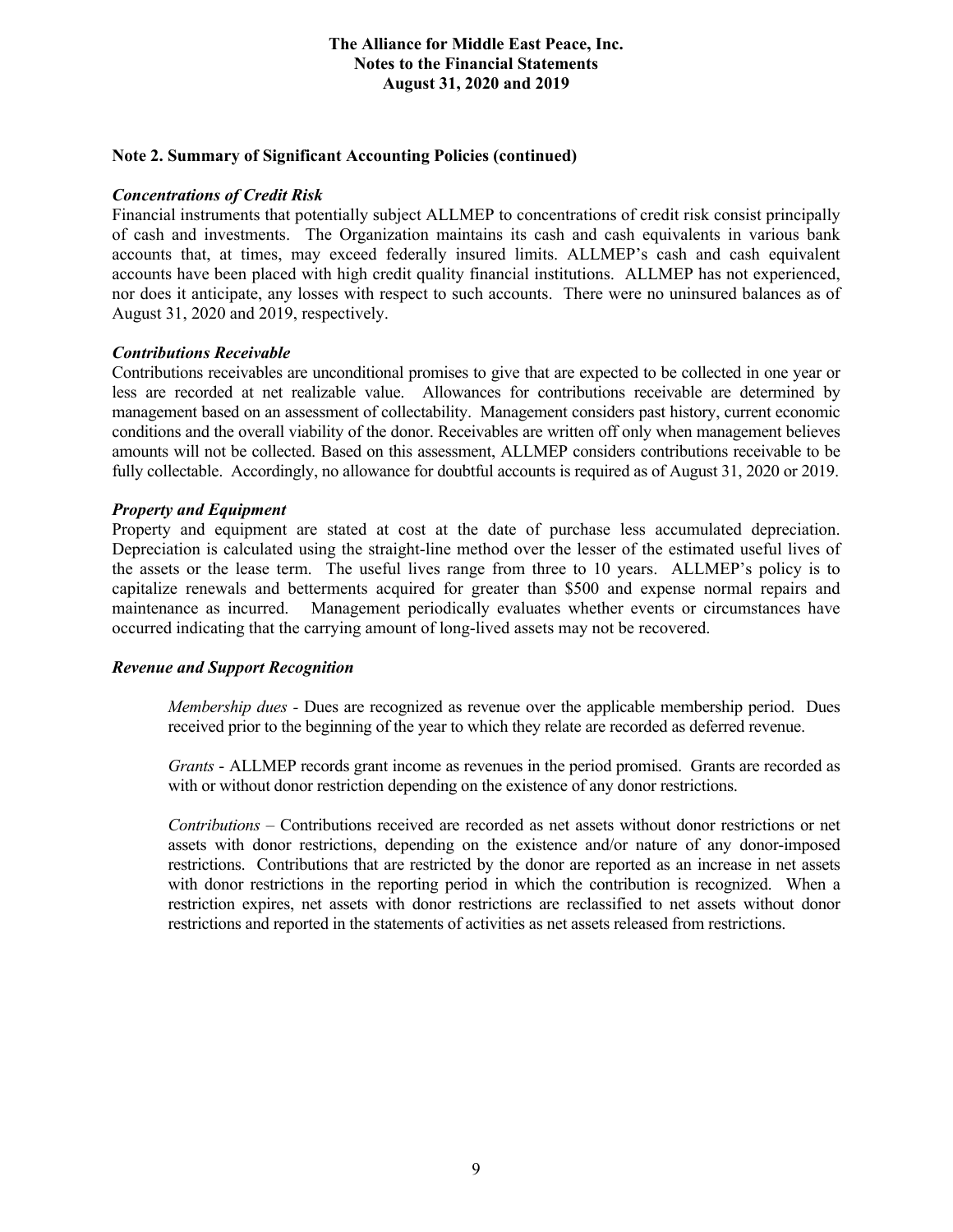## Note 2. Summary of Significant Accounting Policies (continued)

### *Concentrations of Credit Risk*

Financial instruments that potentially subject ALLMEP to concentrations of credit risk consist principally of cash and investments. The Organization maintains its cash and cash equivalents in various bank accounts that, at times, may exceed federally insured limits. ALLMEP's cash and cash equivalent accounts have been placed with high credit quality financial institutions. ALLMEP has not experienced, nor does it anticipate, any losses with respect to such accounts. There were no uninsured balances as of August 31, 2020 and 2019, respectively.

### *Contributions Receivable*

Contributions receivables are unconditional promises to give that are expected to be collected in one year or less are recorded at net realizable value. Allowances for contributions receivable are determined by management based on an assessment of collectability. Management considers past history, current economic conditions and the overall viability of the donor. Receivables are written off only when management believes amounts will not be collected. Based on this assessment, ALLMEP considers contributions receivable to be fully collectable. Accordingly, no allowance for doubtful accounts is required as of August 31, 2020 or 2019.

### *Property and Equipment*

Property and equipment are stated at cost at the date of purchase less accumulated depreciation. Depreciation is calculated using the straight-line method over the lesser of the estimated useful lives of the assets or the lease term. The useful lives range from three to 10 years. ALLMEP's policy is to capitalize renewals and betterments acquired for greater than $500 and expense normal repairs and maintenance as incurred. Management periodically evaluates whether events or circumstances have occurred indicating that the carrying amount of long-lived assets may not be recovered.

### *Revenue and Support Recognition*

*Membership dues* - Dues are recognized as revenue over the applicable membership period. Dues received prior to the beginning of the year to which they relate are recorded as deferred revenue.

*Grants* - ALLMEP records grant income as revenues in the period promised. Grants are recorded as with or without donor restriction depending on the existence of any donor restrictions.

*Contributions* – Contributions received are recorded as net assets without donor restrictions or net assets with donor restrictions, depending on the existence and/or nature of any donor-imposed restrictions. Contributions that are restricted by the donor are reported as an increase in net assets with donor restrictions in the reporting period in which the contribution is recognized. When a restriction expires, net assets with donor restrictions are reclassified to net assets without donor restrictions and reported in the statements of activities as net assets released from restrictions.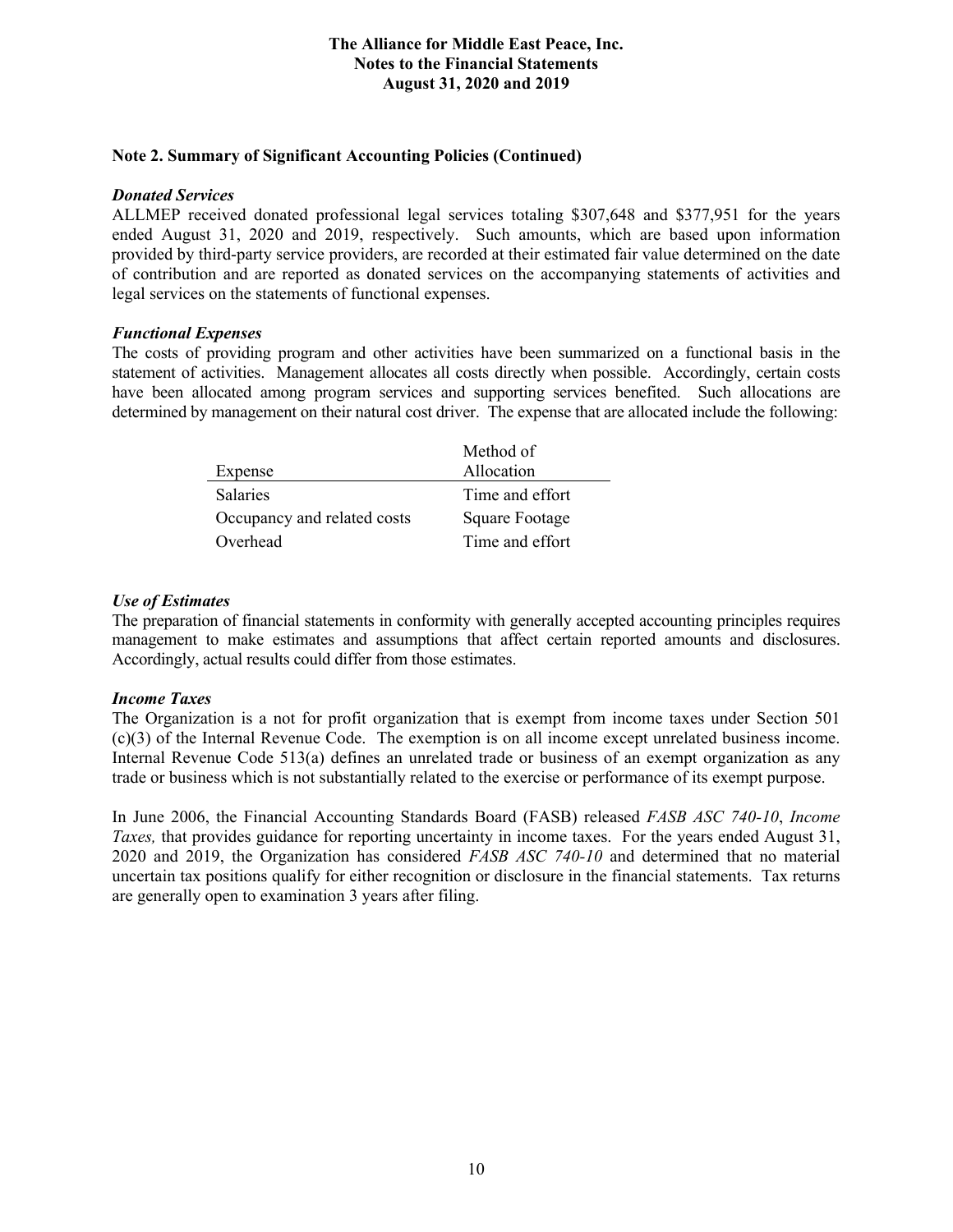### Note 2. Summary of Significant Accounting Policies (Continued)

***Donated Services***

ALLMEP received donated professional legal services totaling $307,648 and $377,951 for the years ended August 31, 2020 and 2019, respectively. Such amounts, which are based upon information provided by third-party service providers, are recorded at their estimated fair value determined on the date of contribution and are reported as donated services on the accompanying statements of activities and legal services on the statements of functional expenses.

***Functional Expenses***

The costs of providing program and other activities have been summarized on a functional basis in the statement of activities. Management allocates all costs directly when possible. Accordingly, certain costs have been allocated among program services and supporting services benefited. Such allocations are determined by management on their natural cost driver. The expense that are allocated include the following:

| Expense | Method of Allocation |
|---|---|
| Salaries | Time and effort |
| Occupancy and related costs | Square Footage |
| Overhead | Time and effort |

***Use of Estimates***

The preparation of financial statements in conformity with generally accepted accounting principles requires management to make estimates and assumptions that affect certain reported amounts and disclosures. Accordingly, actual results could differ from those estimates.

***Income Taxes***

The Organization is a not for profit organization that is exempt from income taxes under Section 501 (c)(3) of the Internal Revenue Code. The exemption is on all income except unrelated business income. Internal Revenue Code 513(a) defines an unrelated trade or business of an exempt organization as any trade or business which is not substantially related to the exercise or performance of its exempt purpose.

In June 2006, the Financial Accounting Standards Board (FASB) released *FASB ASC 740-10*, *Income Taxes,* that provides guidance for reporting uncertainty in income taxes. For the years ended August 31, 2020 and 2019, the Organization has considered *FASB ASC 740-10* and determined that no material uncertain tax positions qualify for either recognition or disclosure in the financial statements. Tax returns are generally open to examination 3 years after filing.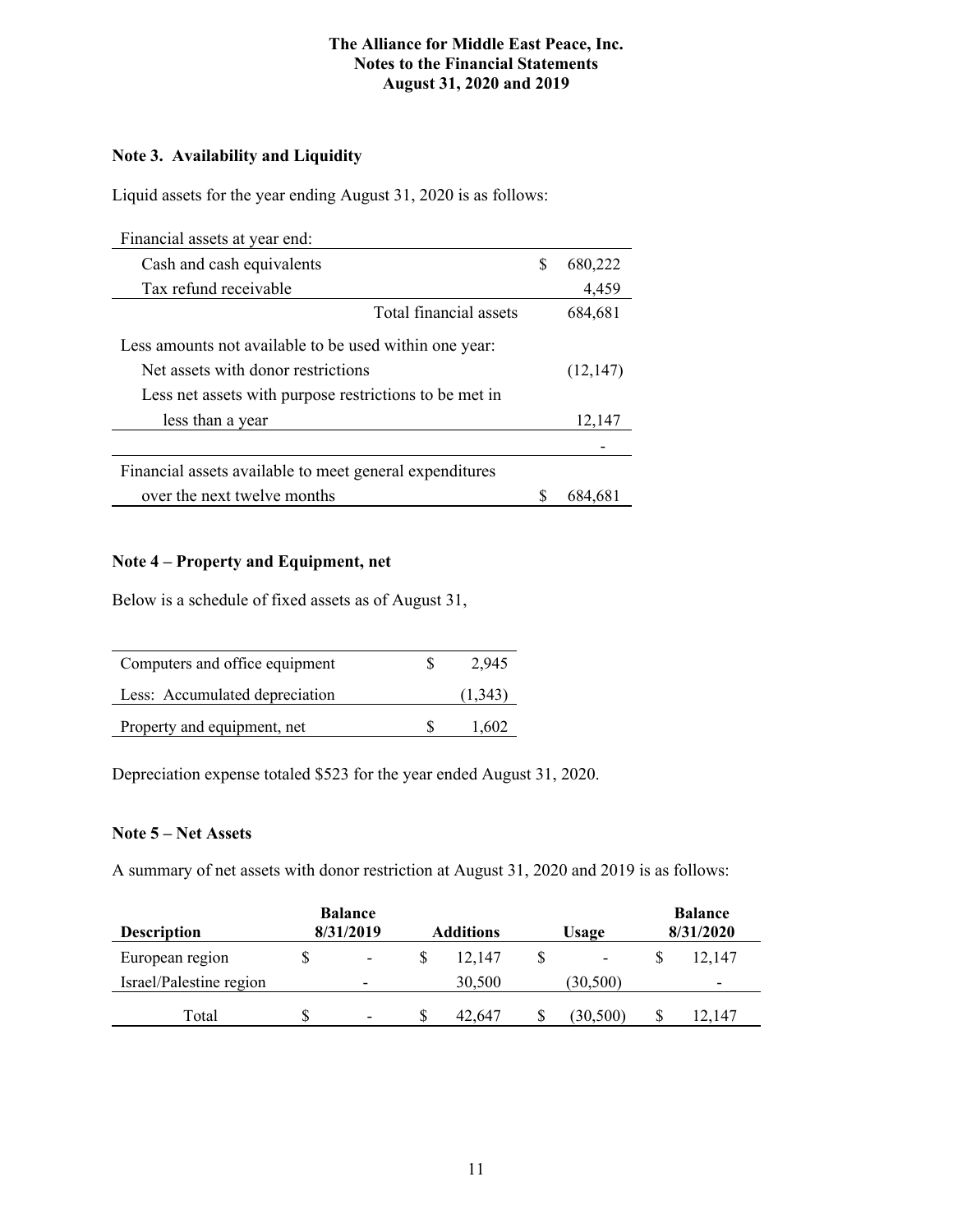# The Alliance for Middle East Peace, Inc.
## Notes to the Financial Statements
## August 31, 2020 and 2019

### Note 3. Availability and Liquidity

Liquid assets for the year ending August 31, 2020 is as follows:

| Financial assets at year end: | |
|---|---|
| Cash and cash equivalents | $ 680,222 |
| Tax refund receivable | 4,459 |
| Total financial assets | 684,681 |
| Less amounts not available to be used within one year: | |
| Net assets with donor restrictions | (12,147) |
| Less net assets with purpose restrictions to be met in less than a year | 12,147 |
| | - |
| Financial assets available to meet general expenditures over the next twelve months | $ 684,681 |

### Note 4 – Property and Equipment, net

Below is a schedule of fixed assets as of August 31,

| | |
|---|---|
| Computers and office equipment | $ 2,945 |
| Less: Accumulated depreciation | (1,343) |
| Property and equipment, net | $ 1,602 |

Depreciation expense totaled $523 for the year ended August 31, 2020.

### Note 5 – Net Assets

A summary of net assets with donor restriction at August 31, 2020 and 2019 is as follows:

| Description | Balance 8/31/2019 | Additions | Usage | Balance 8/31/2020 |
|---|---|---|---|---|
| European region | $ - | $ 12,147 | $ - | $ 12,147 |
| Israel/Palestine region | - | 30,500 | (30,500) | - |
| Total | $ - | $ 42,647 | $ (30,500) | $ 12,147 |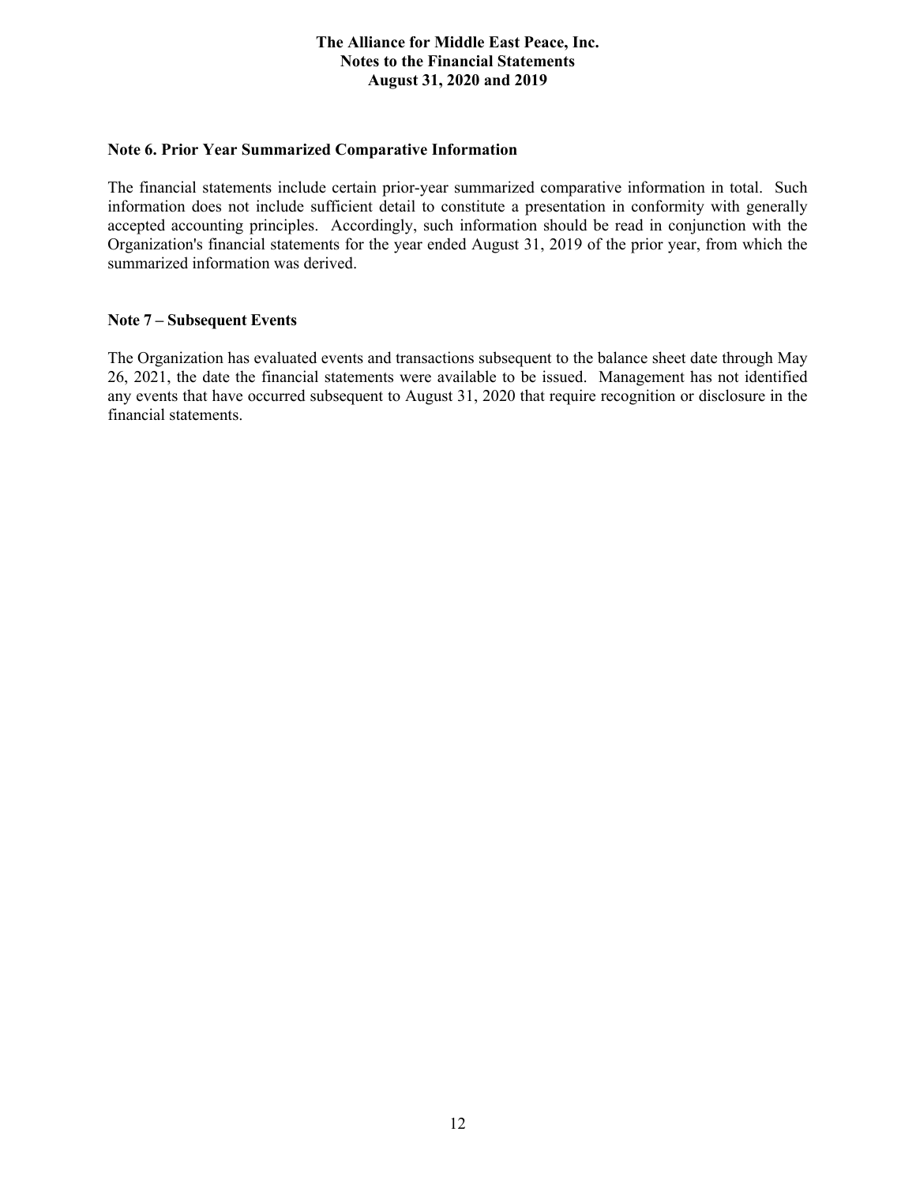**Note 6. Prior Year Summarized Comparative Information**

The financial statements include certain prior-year summarized comparative information in total. Such information does not include sufficient detail to constitute a presentation in conformity with generally accepted accounting principles. Accordingly, such information should be read in conjunction with the Organization's financial statements for the year ended August 31, 2019 of the prior year, from which the summarized information was derived.

**Note 7 – Subsequent Events**

The Organization has evaluated events and transactions subsequent to the balance sheet date through May 26, 2021, the date the financial statements were available to be issued. Management has not identified any events that have occurred subsequent to August 31, 2020 that require recognition or disclosure in the financial statements.